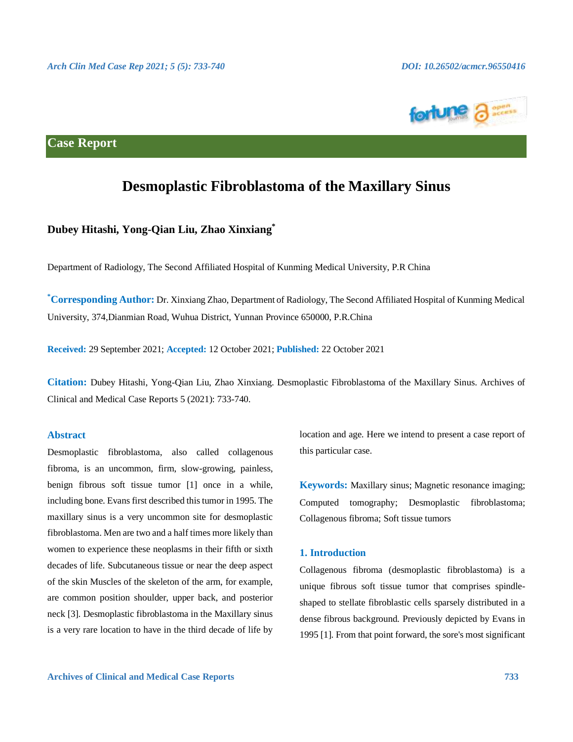Case Report

# Desmoplastic Fibroblastoma of the Maxillary Sinus

**Dubey Hitashi, Yong-Qian Liu, Zhao Xinxiang***

Department of Radiology, The Second Affiliated Hospital of Kunming Medical University, P.R China

***Corresponding Author:** Dr. Xinxiang Zhao, Department of Radiology, The Second Affiliated Hospital of Kunming Medical University, 374,Dianmian Road, Wuhua District, Yunnan Province 650000, P.R.China

**Received:** 29 September 2021; **Accepted:** 12 October 2021; **Published:** 22 October 2021

**Citation:** Dubey Hitashi, Yong-Qian Liu, Zhao Xinxiang. Desmoplastic Fibroblastoma of the Maxillary Sinus. Archives of Clinical and Medical Case Reports 5 (2021): 733-740.

## Abstract

Desmoplastic fibroblastoma, also called collagenous fibroma, is an uncommon, firm, slow-growing, painless, benign fibrous soft tissue tumor [1] once in a while, including bone. Evans first described this tumor in 1995. The maxillary sinus is a very uncommon site for desmoplastic fibroblastoma. Men are two and a half times more likely than women to experience these neoplasms in their fifth or sixth decades of life. Subcutaneous tissue or near the deep aspect of the skin Muscles of the skeleton of the arm, for example, are common position shoulder, upper back, and posterior neck [3]. Desmoplastic fibroblastoma in the Maxillary sinus is a very rare location to have in the third decade of life by location and age. Here we intend to present a case report of this particular case.

**Keywords:** Maxillary sinus; Magnetic resonance imaging; Computed tomography; Desmoplastic fibroblastoma; Collagenous fibroma; Soft tissue tumors

## 1. Introduction

Collagenous fibroma (desmoplastic fibroblastoma) is a unique fibrous soft tissue tumor that comprises spindle-shaped to stellate fibroblastic cells sparsely distributed in a dense fibrous background. Previously depicted by Evans in 1995 [1]. From that point forward, the sore's most significant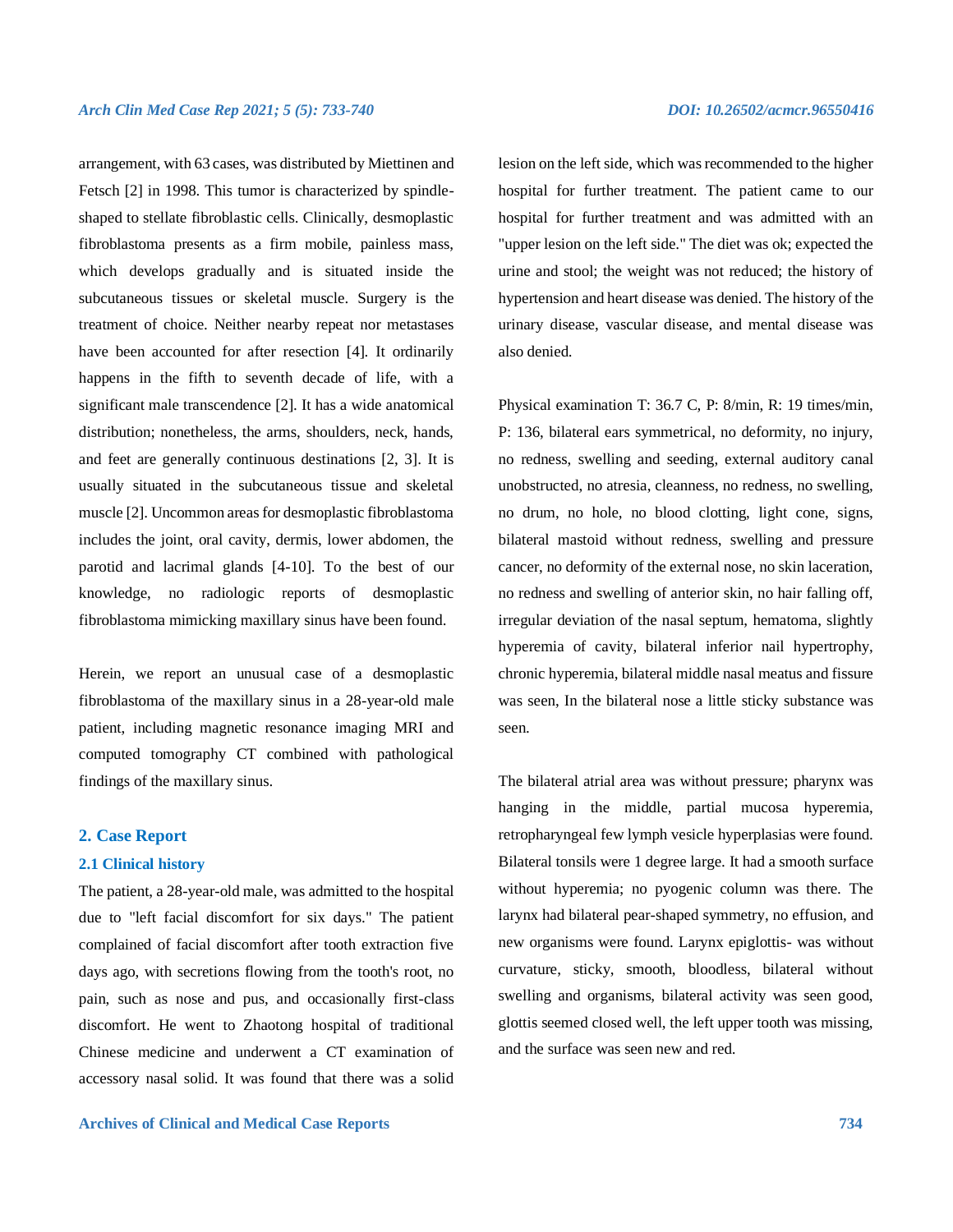arrangement, with 63 cases, was distributed by Miettinen and Fetsch [2] in 1998. This tumor is characterized by spindle-shaped to stellate fibroblastic cells. Clinically, desmoplastic fibroblastoma presents as a firm mobile, painless mass, which develops gradually and is situated inside the subcutaneous tissues or skeletal muscle. Surgery is the treatment of choice. Neither nearby repeat nor metastases have been accounted for after resection [4]. It ordinarily happens in the fifth to seventh decade of life, with a significant male transcendence [2]. It has a wide anatomical distribution; nonetheless, the arms, shoulders, neck, hands, and feet are generally continuous destinations [2, 3]. It is usually situated in the subcutaneous tissue and skeletal muscle [2]. Uncommon areas for desmoplastic fibroblastoma includes the joint, oral cavity, dermis, lower abdomen, the parotid and lacrimal glands [4-10]. To the best of our knowledge, no radiologic reports of desmoplastic fibroblastoma mimicking maxillary sinus have been found.

Herein, we report an unusual case of a desmoplastic fibroblastoma of the maxillary sinus in a 28-year-old male patient, including magnetic resonance imaging MRI and computed tomography CT combined with pathological findings of the maxillary sinus.

## 2. Case Report

### 2.1 Clinical history

The patient, a 28-year-old male, was admitted to the hospital due to "left facial discomfort for six days." The patient complained of facial discomfort after tooth extraction five days ago, with secretions flowing from the tooth's root, no pain, such as nose and pus, and occasionally first-class discomfort. He went to Zhaotong hospital of traditional Chinese medicine and underwent a CT examination of accessory nasal solid. It was found that there was a solid lesion on the left side, which was recommended to the higher hospital for further treatment. The patient came to our hospital for further treatment and was admitted with an "upper lesion on the left side." The diet was ok; expected the urine and stool; the weight was not reduced; the history of hypertension and heart disease was denied. The history of the urinary disease, vascular disease, and mental disease was also denied.

Physical examination T: 36.7 C, P: 8/min, R: 19 times/min, P: 136, bilateral ears symmetrical, no deformity, no injury, no redness, swelling and seeding, external auditory canal unobstructed, no atresia, cleanness, no redness, no swelling, no drum, no hole, no blood clotting, light cone, signs, bilateral mastoid without redness, swelling and pressure cancer, no deformity of the external nose, no skin laceration, no redness and swelling of anterior skin, no hair falling off, irregular deviation of the nasal septum, hematoma, slightly hyperemia of cavity, bilateral inferior nail hypertrophy, chronic hyperemia, bilateral middle nasal meatus and fissure was seen, In the bilateral nose a little sticky substance was seen.

The bilateral atrial area was without pressure; pharynx was hanging in the middle, partial mucosa hyperemia, retropharyngeal few lymph vesicle hyperplasias were found. Bilateral tonsils were 1 degree large. It had a smooth surface without hyperemia; no pyogenic column was there. The larynx had bilateral pear-shaped symmetry, no effusion, and new organisms were found. Larynx epiglottis- was without curvature, sticky, smooth, bloodless, bilateral without swelling and organisms, bilateral activity was seen good, glottis seemed closed well, the left upper tooth was missing, and the surface was seen new and red.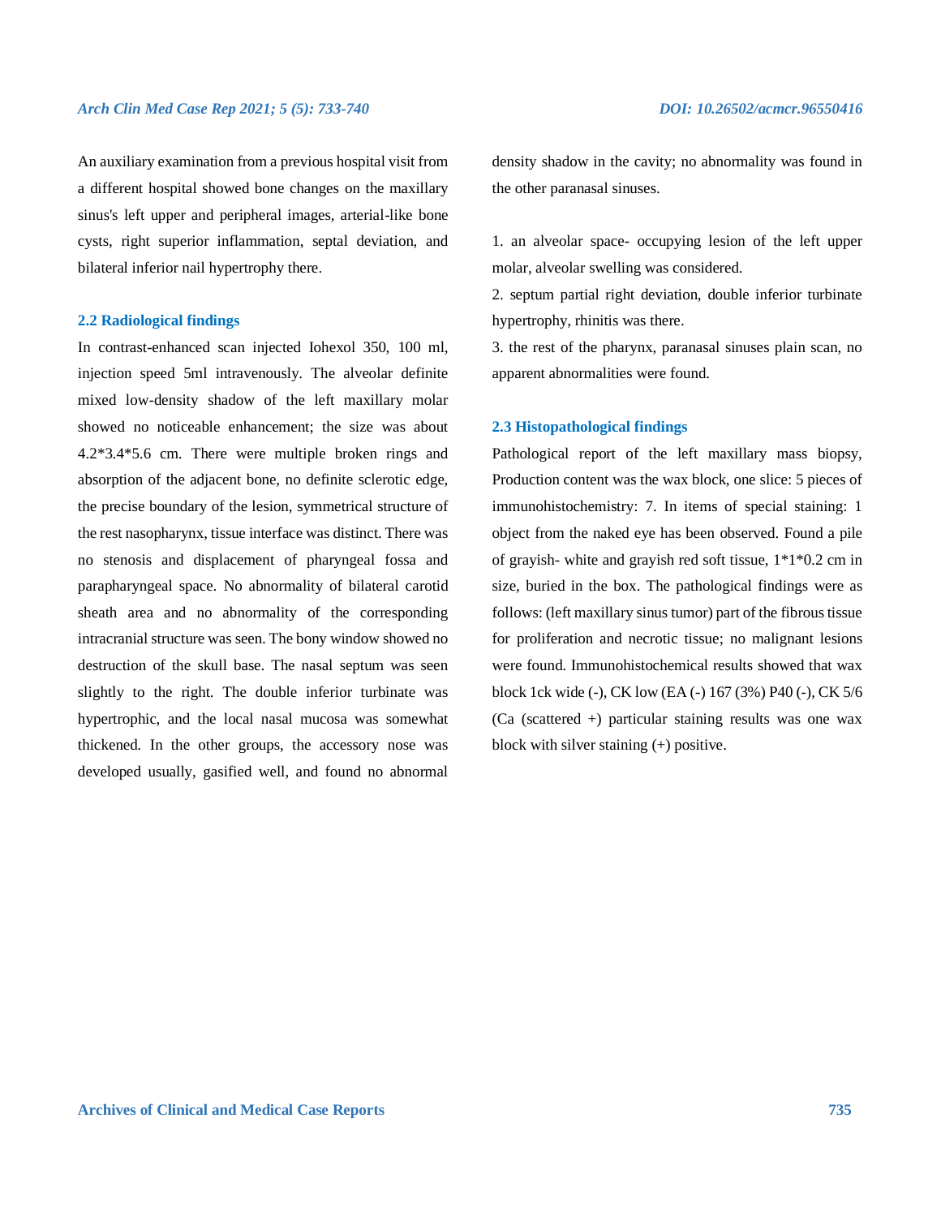An auxiliary examination from a previous hospital visit from a different hospital showed bone changes on the maxillary sinus's left upper and peripheral images, arterial-like bone cysts, right superior inflammation, septal deviation, and bilateral inferior nail hypertrophy there.

### 2.2 Radiological findings

In contrast-enhanced scan injected Iohexol 350, 100 ml, injection speed 5ml intravenously. The alveolar definite mixed low-density shadow of the left maxillary molar showed no noticeable enhancement; the size was about 4.2*3.4*5.6 cm. There were multiple broken rings and absorption of the adjacent bone, no definite sclerotic edge, the precise boundary of the lesion, symmetrical structure of the rest nasopharynx, tissue interface was distinct. There was no stenosis and displacement of pharyngeal fossa and parapharyngeal space. No abnormality of bilateral carotid sheath area and no abnormality of the corresponding intracranial structure was seen. The bony window showed no destruction of the skull base. The nasal septum was seen slightly to the right. The double inferior turbinate was hypertrophic, and the local nasal mucosa was somewhat thickened. In the other groups, the accessory nose was developed usually, gasified well, and found no abnormal density shadow in the cavity; no abnormality was found in the other paranasal sinuses.

1. an alveolar space- occupying lesion of the left upper molar, alveolar swelling was considered.
2. septum partial right deviation, double inferior turbinate hypertrophy, rhinitis was there.
3. the rest of the pharynx, paranasal sinuses plain scan, no apparent abnormalities were found.

### 2.3 Histopathological findings

Pathological report of the left maxillary mass biopsy, Production content was the wax block, one slice: 5 pieces of immunohistochemistry: 7. In items of special staining: 1 object from the naked eye has been observed. Found a pile of grayish- white and grayish red soft tissue, 1*1*0.2 cm in size, buried in the box. The pathological findings were as follows: (left maxillary sinus tumor) part of the fibrous tissue for proliferation and necrotic tissue; no malignant lesions were found. Immunohistochemical results showed that wax block 1ck wide (-), CK low (EA (-) 167 (3%) P40 (-), CK 5/6 (Ca (scattered +) particular staining results was one wax block with silver staining (+) positive.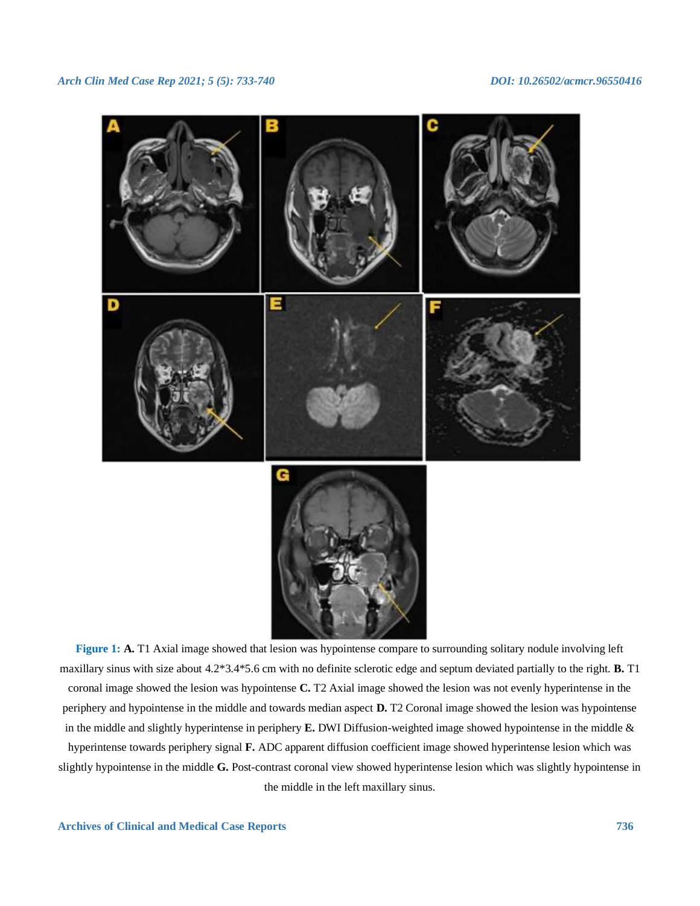**Figure 1:** **A.** T1 Axial image showed that lesion was hypointense compare to surrounding solitary nodule involving left maxillary sinus with size about 4.2*3.4*5.6 cm with no definite sclerotic edge and septum deviated partially to the right. **B.** T1 coronal image showed the lesion was hypointense **C.** T2 Axial image showed the lesion was not evenly hyperintense in the periphery and hypointense in the middle and towards median aspect **D.** T2 Coronal image showed the lesion was hypointense in the middle and slightly hyperintense in periphery **E.** DWI Diffusion-weighted image showed hypointense in the middle & hyperintense towards periphery signal **F.** ADC apparent diffusion coefficient image showed hyperintense lesion which was slightly hypointense in the middle **G.** Post-contrast coronal view showed hyperintense lesion which was slightly hypointense in the middle in the left maxillary sinus.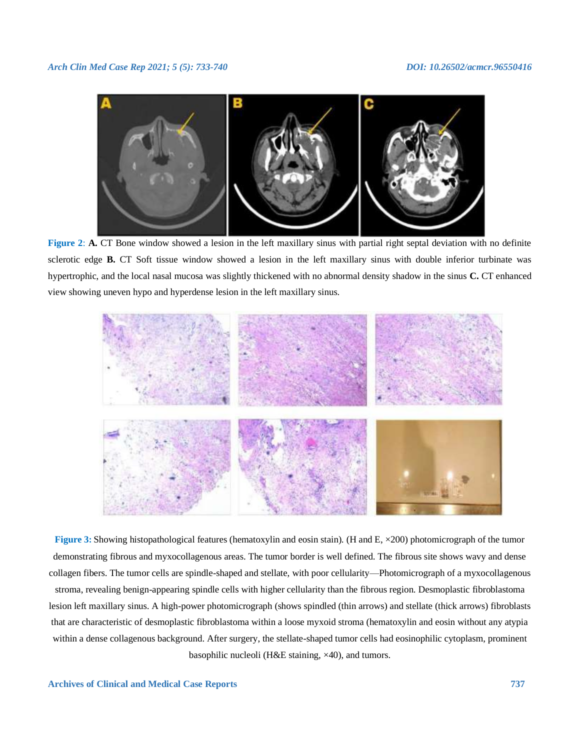**Figure 2**: **A.** CT Bone window showed a lesion in the left maxillary sinus with partial right septal deviation with no definite sclerotic edge **B.** CT Soft tissue window showed a lesion in the left maxillary sinus with double inferior turbinate was hypertrophic, and the local nasal mucosa was slightly thickened with no abnormal density shadow in the sinus **C.** CT enhanced view showing uneven hypo and hyperdense lesion in the left maxillary sinus.

**Figure 3:** Showing histopathological features (hematoxylin and eosin stain). (H and E, ×200) photomicrograph of the tumor demonstrating fibrous and myxocollagenous areas. The tumor border is well defined. The fibrous site shows wavy and dense collagen fibers. The tumor cells are spindle-shaped and stellate, with poor cellularity—Photomicrograph of a myxocollagenous stroma, revealing benign-appearing spindle cells with higher cellularity than the fibrous region. Desmoplastic fibroblastoma lesion left maxillary sinus. A high-power photomicrograph (shows spindled (thin arrows) and stellate (thick arrows) fibroblasts that are characteristic of desmoplastic fibroblastoma within a loose myxoid stroma (hematoxylin and eosin without any atypia within a dense collagenous background. After surgery, the stellate-shaped tumor cells had eosinophilic cytoplasm, prominent basophilic nucleoli (H&E staining, ×40), and tumors.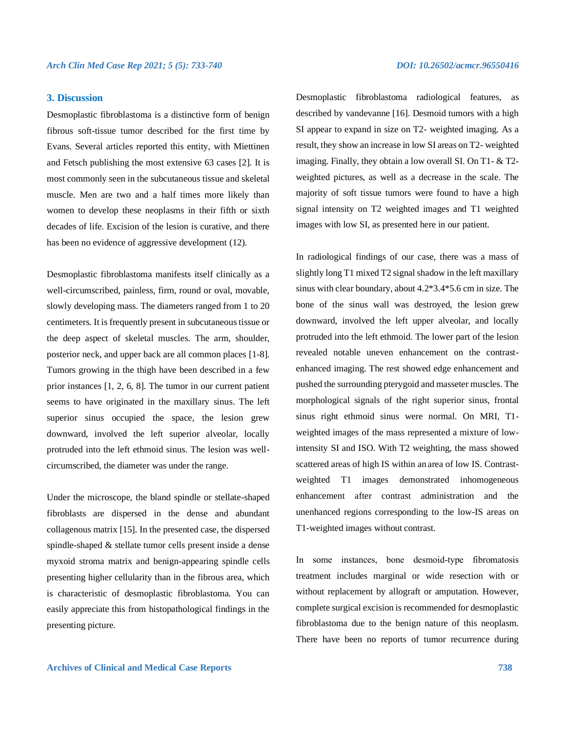## 3. Discussion

Desmoplastic fibroblastoma is a distinctive form of benign fibrous soft-tissue tumor described for the first time by Evans. Several articles reported this entity, with Miettinen and Fetsch publishing the most extensive 63 cases [2]. It is most commonly seen in the subcutaneous tissue and skeletal muscle. Men are two and a half times more likely than women to develop these neoplasms in their fifth or sixth decades of life. Excision of the lesion is curative, and there has been no evidence of aggressive development (12).

Desmoplastic fibroblastoma manifests itself clinically as a well-circumscribed, painless, firm, round or oval, movable, slowly developing mass. The diameters ranged from 1 to 20 centimeters. It is frequently present in subcutaneous tissue or the deep aspect of skeletal muscles. The arm, shoulder, posterior neck, and upper back are all common places [1-8]. Tumors growing in the thigh have been described in a few prior instances [1, 2, 6, 8]. The tumor in our current patient seems to have originated in the maxillary sinus. The left superior sinus occupied the space, the lesion grew downward, involved the left superior alveolar, locally protruded into the left ethmoid sinus. The lesion was well-circumscribed, the diameter was under the range.

Under the microscope, the bland spindle or stellate-shaped fibroblasts are dispersed in the dense and abundant collagenous matrix [15]. In the presented case, the dispersed spindle-shaped & stellate tumor cells present inside a dense myxoid stroma matrix and benign-appearing spindle cells presenting higher cellularity than in the fibrous area, which is characteristic of desmoplastic fibroblastoma. You can easily appreciate this from histopathological findings in the presenting picture.

Desmoplastic fibroblastoma radiological features, as described by vandevanne [16]. Desmoid tumors with a high SI appear to expand in size on T2- weighted imaging. As a result, they show an increase in low SI areas on T2- weighted imaging. Finally, they obtain a low overall SI. On T1- & T2- weighted pictures, as well as a decrease in the scale. The majority of soft tissue tumors were found to have a high signal intensity on T2 weighted images and T1 weighted images with low SI, as presented here in our patient.

In radiological findings of our case, there was a mass of slightly long T1 mixed T2 signal shadow in the left maxillary sinus with clear boundary, about 4.2*3.4*5.6 cm in size. The bone of the sinus wall was destroyed, the lesion grew downward, involved the left upper alveolar, and locally protruded into the left ethmoid. The lower part of the lesion revealed notable uneven enhancement on the contrast-enhanced imaging. The rest showed edge enhancement and pushed the surrounding pterygoid and masseter muscles. The morphological signals of the right superior sinus, frontal sinus right ethmoid sinus were normal. On MRI, T1-weighted images of the mass represented a mixture of low-intensity SI and ISO. With T2 weighting, the mass showed scattered areas of high IS within an area of low IS. Contrast-weighted T1 images demonstrated inhomogeneous enhancement after contrast administration and the unenhanced regions corresponding to the low-IS areas on T1-weighted images without contrast.

In some instances, bone desmoid-type fibromatosis treatment includes marginal or wide resection with or without replacement by allograft or amputation. However, complete surgical excision is recommended for desmoplastic fibroblastoma due to the benign nature of this neoplasm. There have been no reports of tumor recurrence during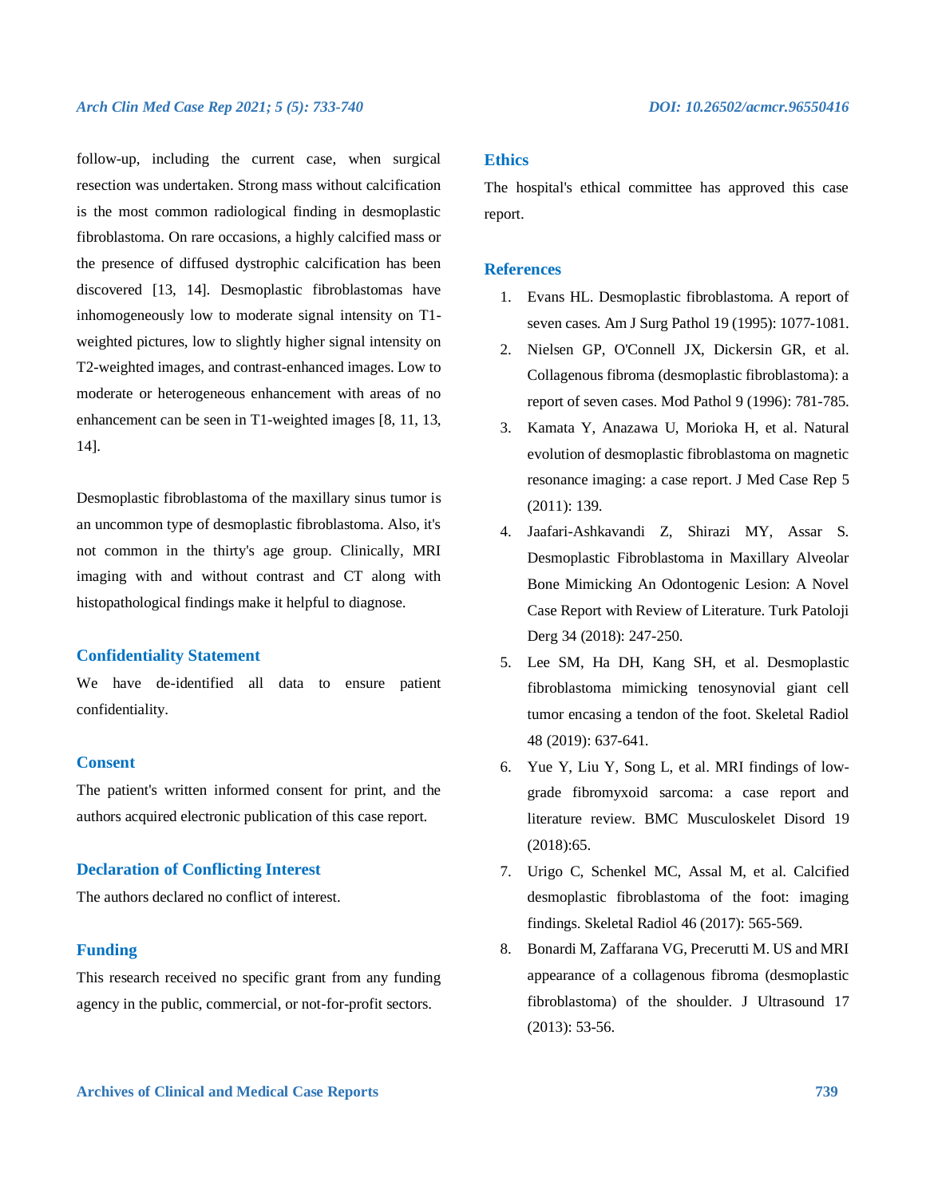follow-up, including the current case, when surgical resection was undertaken. Strong mass without calcification is the most common radiological finding in desmoplastic fibroblastoma. On rare occasions, a highly calcified mass or the presence of diffused dystrophic calcification has been discovered [13, 14]. Desmoplastic fibroblastomas have inhomogeneously low to moderate signal intensity on T1-weighted pictures, low to slightly higher signal intensity on T2-weighted images, and contrast-enhanced images. Low to moderate or heterogeneous enhancement with areas of no enhancement can be seen in T1-weighted images [8, 11, 13, 14].

Desmoplastic fibroblastoma of the maxillary sinus tumor is an uncommon type of desmoplastic fibroblastoma. Also, it's not common in the thirty's age group. Clinically, MRI imaging with and without contrast and CT along with histopathological findings make it helpful to diagnose.

## Confidentiality Statement

We have de-identified all data to ensure patient confidentiality.

## Consent

The patient's written informed consent for print, and the authors acquired electronic publication of this case report.

## Declaration of Conflicting Interest

The authors declared no conflict of interest.

## Funding

This research received no specific grant from any funding agency in the public, commercial, or not-for-profit sectors.

## Ethics

The hospital's ethical committee has approved this case report.

## References

1. Evans HL. Desmoplastic fibroblastoma. A report of seven cases. Am J Surg Pathol 19 (1995): 1077-1081.
2. Nielsen GP, O'Connell JX, Dickersin GR, et al. Collagenous fibroma (desmoplastic fibroblastoma): a report of seven cases. Mod Pathol 9 (1996): 781-785.
3. Kamata Y, Anazawa U, Morioka H, et al. Natural evolution of desmoplastic fibroblastoma on magnetic resonance imaging: a case report. J Med Case Rep 5 (2011): 139.
4. Jaafari-Ashkavandi Z, Shirazi MY, Assar S. Desmoplastic Fibroblastoma in Maxillary Alveolar Bone Mimicking An Odontogenic Lesion: A Novel Case Report with Review of Literature. Turk Patoloji Derg 34 (2018): 247-250.
5. Lee SM, Ha DH, Kang SH, et al. Desmoplastic fibroblastoma mimicking tenosynovial giant cell tumor encasing a tendon of the foot. Skeletal Radiol 48 (2019): 637-641.
6. Yue Y, Liu Y, Song L, et al. MRI findings of low-grade fibromyxoid sarcoma: a case report and literature review. BMC Musculoskelet Disord 19 (2018):65.
7. Urigo C, Schenkel MC, Assal M, et al. Calcified desmoplastic fibroblastoma of the foot: imaging findings. Skeletal Radiol 46 (2017): 565-569.
8. Bonardi M, Zaffarana VG, Precerutti M. US and MRI appearance of a collagenous fibroma (desmoplastic fibroblastoma) of the shoulder. J Ultrasound 17 (2013): 53-56.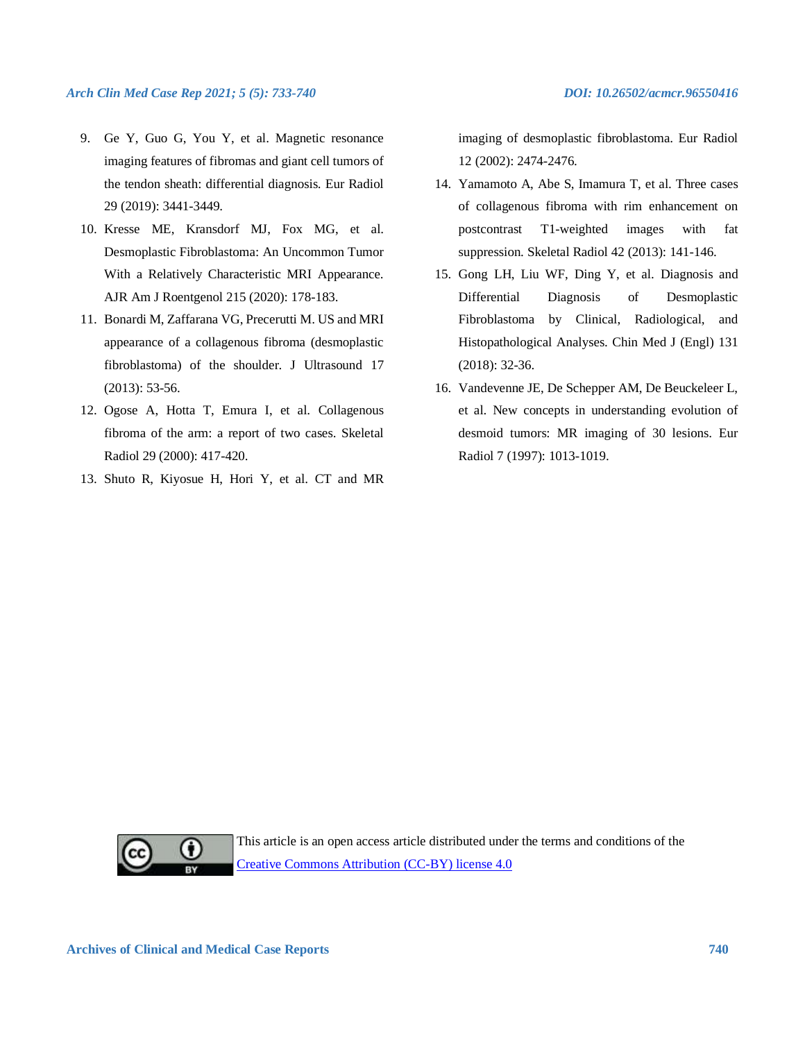9. Ge Y, Guo G, You Y, et al. Magnetic resonance imaging features of fibromas and giant cell tumors of the tendon sheath: differential diagnosis. Eur Radiol 29 (2019): 3441-3449.
10. Kresse ME, Kransdorf MJ, Fox MG, et al. Desmoplastic Fibroblastoma: An Uncommon Tumor With a Relatively Characteristic MRI Appearance. AJR Am J Roentgenol 215 (2020): 178-183.
11. Bonardi M, Zaffarana VG, Precerutti M. US and MRI appearance of a collagenous fibroma (desmoplastic fibroblastoma) of the shoulder. J Ultrasound 17 (2013): 53-56.
12. Ogose A, Hotta T, Emura I, et al. Collagenous fibroma of the arm: a report of two cases. Skeletal Radiol 29 (2000): 417-420.
13. Shuto R, Kiyosue H, Hori Y, et al. CT and MR imaging of desmoplastic fibroblastoma. Eur Radiol 12 (2002): 2474-2476.
14. Yamamoto A, Abe S, Imamura T, et al. Three cases of collagenous fibroma with rim enhancement on postcontrast T1-weighted images with fat suppression. Skeletal Radiol 42 (2013): 141-146.
15. Gong LH, Liu WF, Ding Y, et al. Diagnosis and Differential Diagnosis of Desmoplastic Fibroblastoma by Clinical, Radiological, and Histopathological Analyses. Chin Med J (Engl) 131 (2018): 32-36.
16. Vandevenne JE, De Schepper AM, De Beuckeleer L, et al. New concepts in understanding evolution of desmoid tumors: MR imaging of 30 lesions. Eur Radiol 7 (1997): 1013-1019.

This article is an open access article distributed under the terms and conditions of the [Creative Commons Attribution (CC-BY) license 4.0](https://creativecommons.org/licenses/by/4.0/)